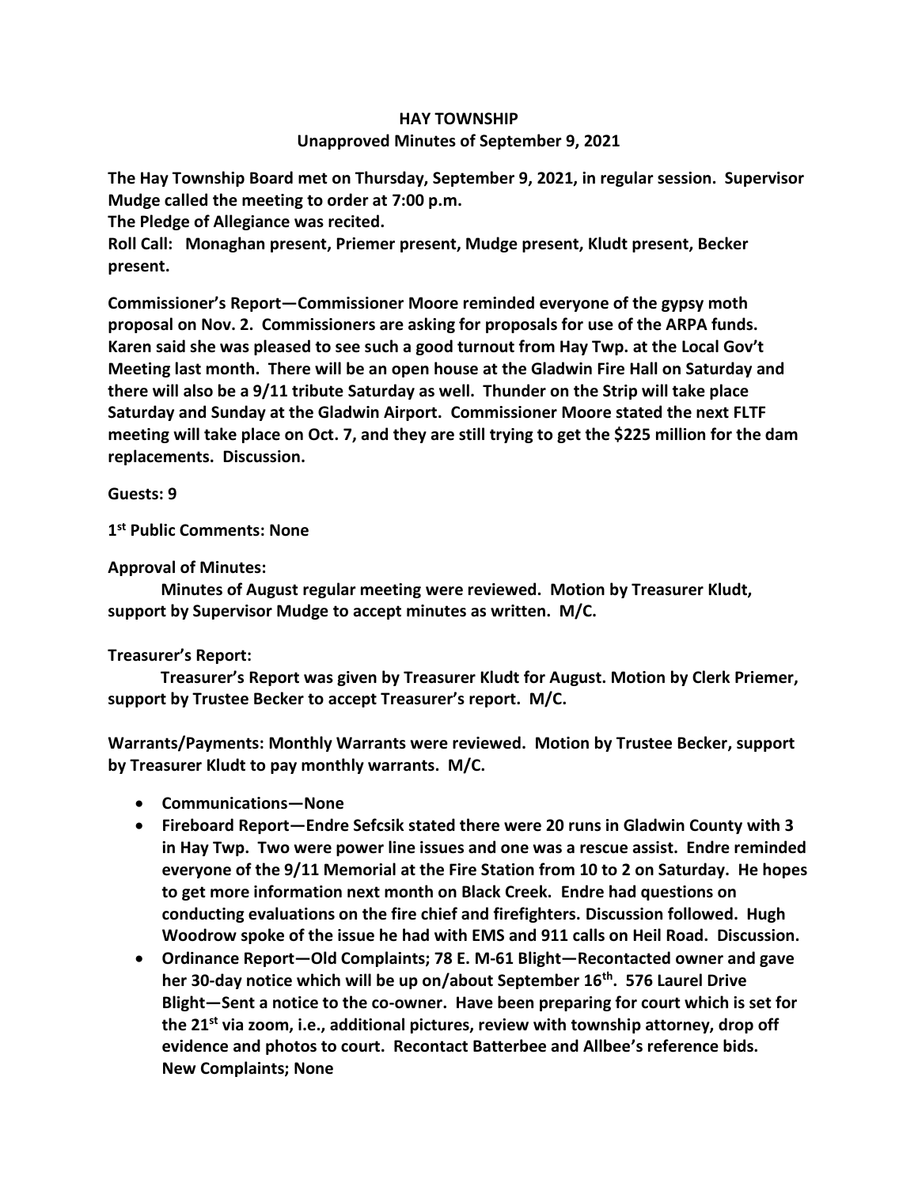# HAY TOWNSHIP

## Unapproved Minutes of September 9, 2021

**The Hay Township Board met on Thursday, September 9, 2021, in regular session. Supervisor Mudge called the meeting to order at 7:00 p.m.**

**The Pledge of Allegiance was recited.**

**Roll Call: Monaghan present, Priemer present, Mudge present, Kludt present, Becker present.**

**Commissioner's Report—Commissioner Moore reminded everyone of the gypsy moth proposal on Nov. 2. Commissioners are asking for proposals for use of the ARPA funds. Karen said she was pleased to see such a good turnout from Hay Twp. at the Local Gov't Meeting last month. There will be an open house at the Gladwin Fire Hall on Saturday and there will also be a 9/11 tribute Saturday as well. Thunder on the Strip will take place Saturday and Sunday at the Gladwin Airport. Commissioner Moore stated the next FLTF meeting will take place on Oct. 7, and they are still trying to get the $225 million for the dam replacements. Discussion.**

**Guests: 9**

**1st Public Comments: None**

**Approval of Minutes:**

**Minutes of August regular meeting were reviewed. Motion by Treasurer Kludt, support by Supervisor Mudge to accept minutes as written. M/C.**

**Treasurer's Report:**

**Treasurer's Report was given by Treasurer Kludt for August. Motion by Clerk Priemer, support by Trustee Becker to accept Treasurer's report. M/C.**

**Warrants/Payments: Monthly Warrants were reviewed. Motion by Trustee Becker, support by Treasurer Kludt to pay monthly warrants. M/C.**

- **Communications—None**
- **Fireboard Report—Endre Sefcsik stated there were 20 runs in Gladwin County with 3 in Hay Twp. Two were power line issues and one was a rescue assist. Endre reminded everyone of the 9/11 Memorial at the Fire Station from 10 to 2 on Saturday. He hopes to get more information next month on Black Creek. Endre had questions on conducting evaluations on the fire chief and firefighters. Discussion followed. Hugh Woodrow spoke of the issue he had with EMS and 911 calls on Heil Road. Discussion.**
- **Ordinance Report—Old Complaints; 78 E. M-61 Blight—Recontacted owner and gave her 30-day notice which will be up on/about September 16th. 576 Laurel Drive Blight—Sent a notice to the co-owner. Have been preparing for court which is set for the 21st via zoom, i.e., additional pictures, review with township attorney, drop off evidence and photos to court. Recontact Batterbee and Allbee's reference bids. New Complaints; None**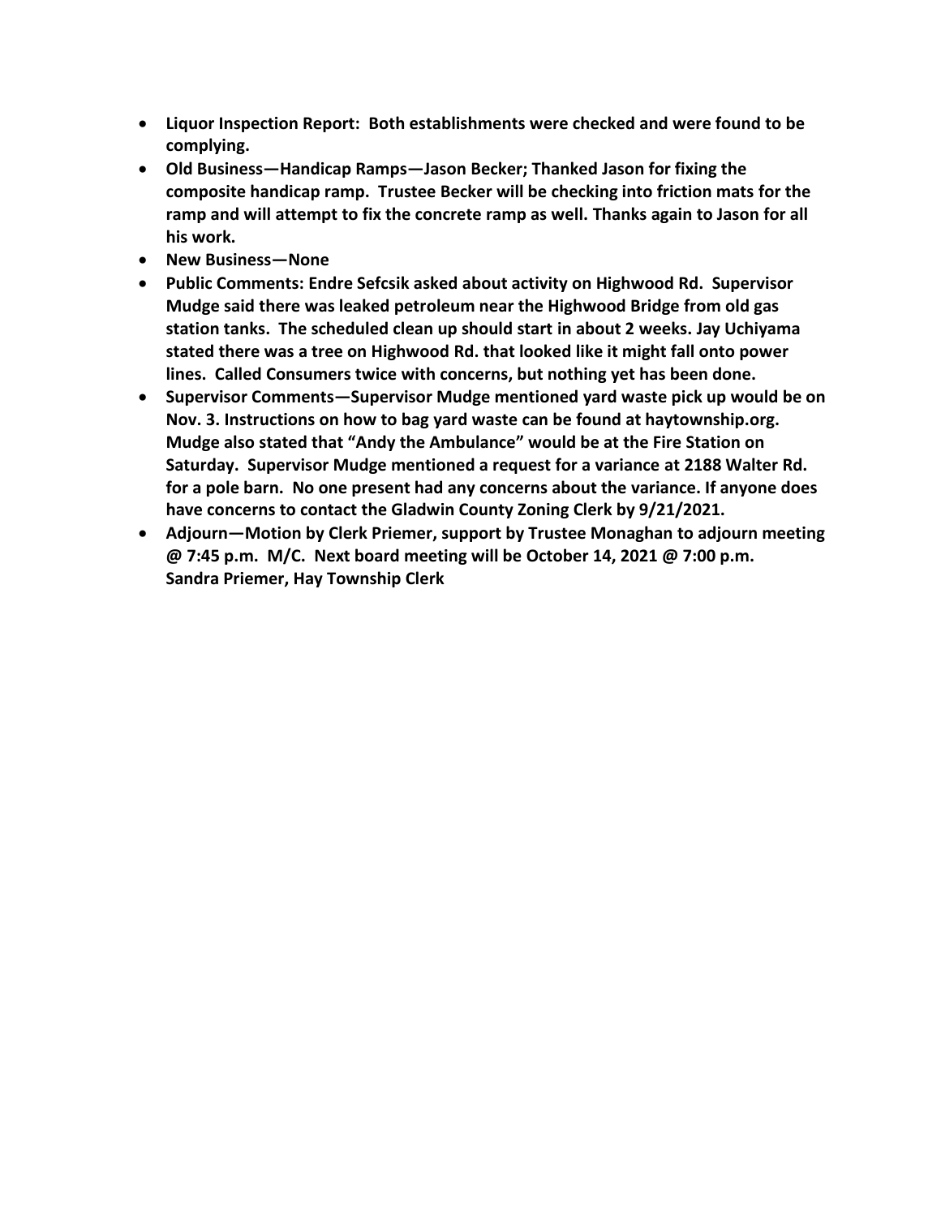- **Liquor Inspection Report: Both establishments were checked and were found to be complying.**
- **Old Business—Handicap Ramps—Jason Becker; Thanked Jason for fixing the composite handicap ramp. Trustee Becker will be checking into friction mats for the ramp and will attempt to fix the concrete ramp as well. Thanks again to Jason for all his work.**
- **New Business—None**
- **Public Comments: Endre Sefcsik asked about activity on Highwood Rd. Supervisor Mudge said there was leaked petroleum near the Highwood Bridge from old gas station tanks. The scheduled clean up should start in about 2 weeks. Jay Uchiyama stated there was a tree on Highwood Rd. that looked like it might fall onto power lines. Called Consumers twice with concerns, but nothing yet has been done.**
- **Supervisor Comments—Supervisor Mudge mentioned yard waste pick up would be on Nov. 3. Instructions on how to bag yard waste can be found at haytownship.org. Mudge also stated that "Andy the Ambulance" would be at the Fire Station on Saturday. Supervisor Mudge mentioned a request for a variance at 2188 Walter Rd. for a pole barn. No one present had any concerns about the variance. If anyone does have concerns to contact the Gladwin County Zoning Clerk by 9/21/2021.**
- **Adjourn—Motion by Clerk Priemer, support by Trustee Monaghan to adjourn meeting @ 7:45 p.m. M/C. Next board meeting will be October 14, 2021 @ 7:00 p.m.**
  **Sandra Priemer, Hay Township Clerk**